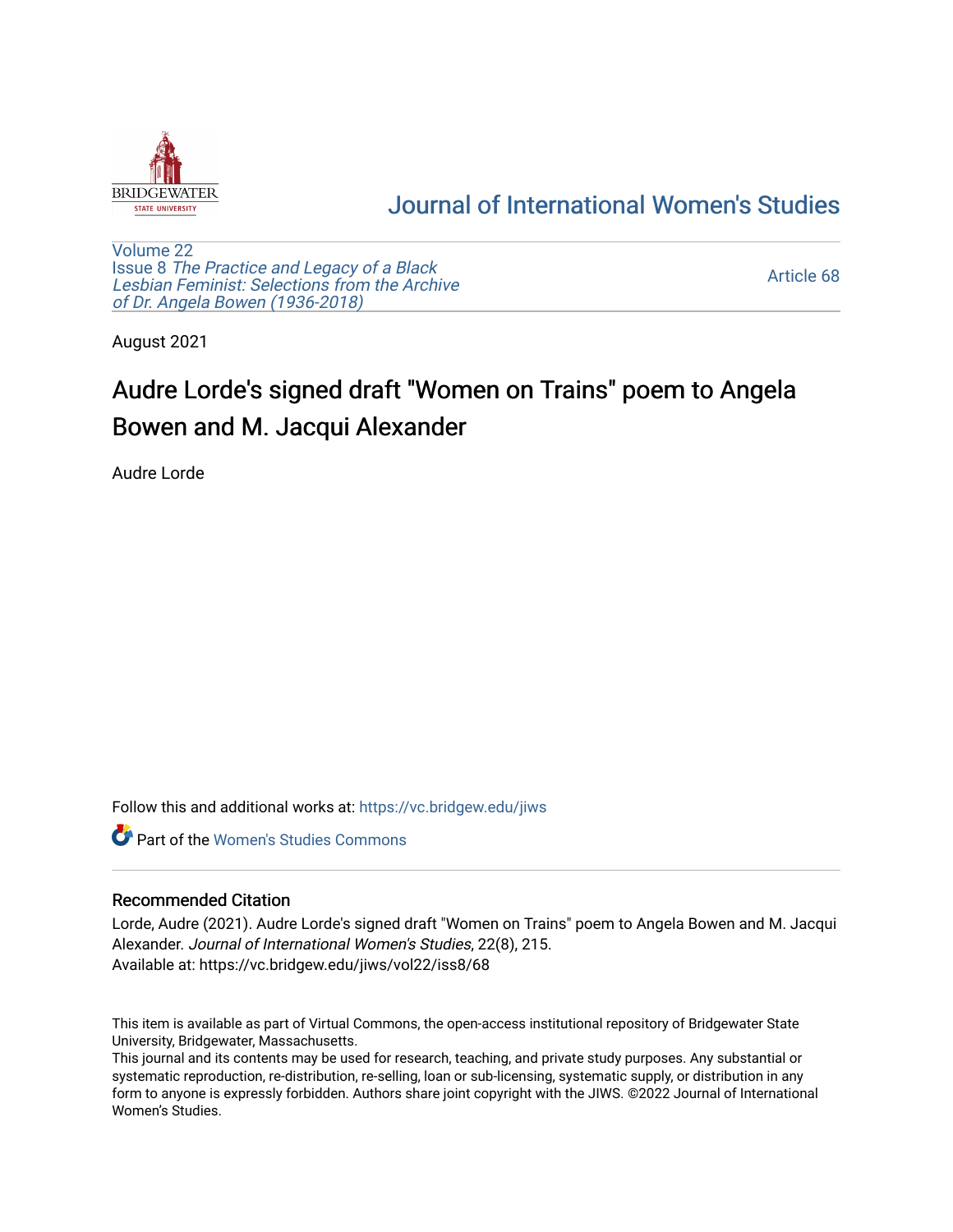# Journal of International Women's Studies

Volume 22
Issue 8 *The Practice and Legacy of a Black Lesbian Feminist: Selections from the Archive of Dr. Angela Bowen (1936-2018)*

Article 68

August 2021

## Audre Lorde's signed draft "Women on Trains" poem to Angela Bowen and M. Jacqui Alexander

Audre Lorde

Follow this and additional works at: https://vc.bridgew.edu/jiws

Part of the Women's Studies Commons

### Recommended Citation

Lorde, Audre (2021). Audre Lorde's signed draft "Women on Trains" poem to Angela Bowen and M. Jacqui Alexander. *Journal of International Women's Studies*, 22(8), 215.
Available at: https://vc.bridgew.edu/jiws/vol22/iss8/68

This item is available as part of Virtual Commons, the open-access institutional repository of Bridgewater State University, Bridgewater, Massachusetts.
This journal and its contents may be used for research, teaching, and private study purposes. Any substantial or systematic reproduction, re-distribution, re-selling, loan or sub-licensing, systematic supply, or distribution in any form to anyone is expressly forbidden. Authors share joint copyright with the JIWS. ©2022 Journal of International Women's Studies.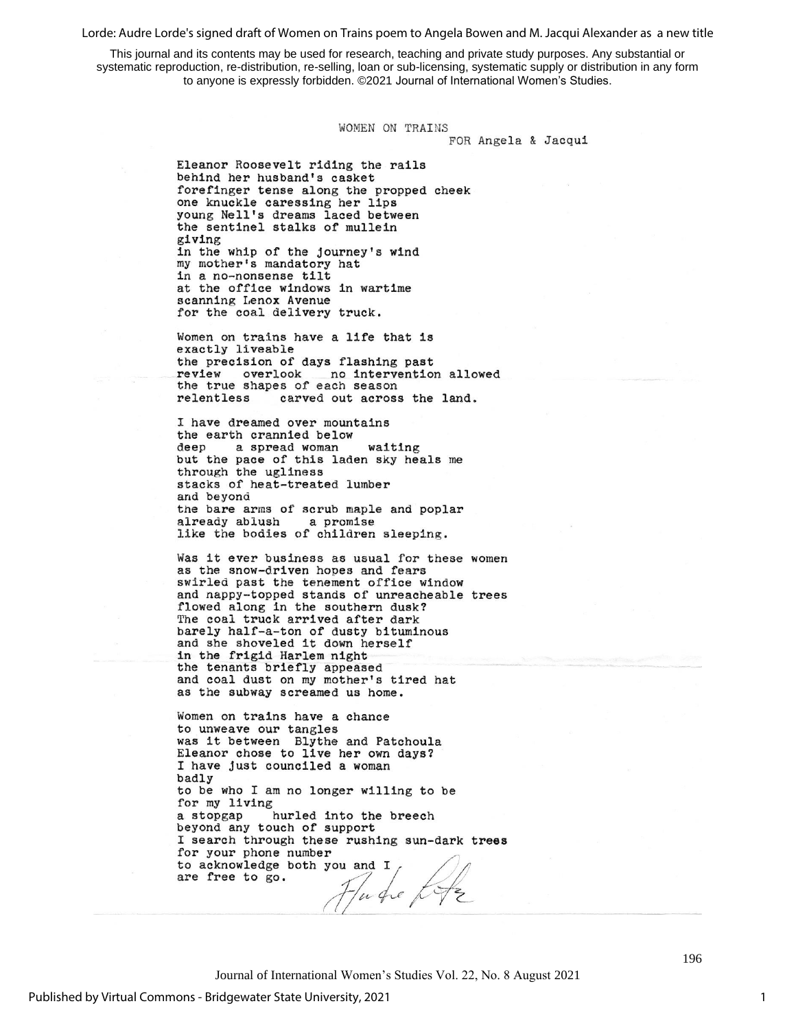Lorde: Audre Lorde's signed draft of Women on Trains poem to Angela Bowen and M. Jacqui Alexander as a new title

This journal and its contents may be used for research, teaching and private study purposes. Any substantial or systematic reproduction, re-distribution, re-selling, loan or sub-licensing, systematic supply or distribution in any form to anyone is expressly forbidden. ©2021 Journal of International Women's Studies.

# WOMEN ON TRAINS

FOR Angela & Jacqui

Eleanor Roosevelt riding the rails
behind her husband's casket
forefinger tense along the propped cheek
one knuckle caressing her lips
young Nell's dreams laced between
the sentinel stalks of mullein
giving
in the whip of the journey's wind
my mother's mandatory hat
in a no-nonsense tilt
at the office windows in wartime
scanning Lenox Avenue
for the coal delivery truck.

Women on trains have a life that is
exactly liveable
the precision of days flashing past
review    overlook    no intervention allowed
the true shapes of each season
relentless    carved out across the land.

I have dreamed over mountains
the earth crannied below
deep    a spread woman    waiting
but the pace of this laden sky heals me
through the ugliness
stacks of heat-treated lumber
and beyond
the bare arms of scrub maple and poplar
already ablush    a promise
like the bodies of children sleeping.

Was it ever business as usual for these women
as the snow-driven hopes and fears
swirled past the tenement office window
and nappy-topped stands of unreacheable trees
flowed along in the southern dusk?
The coal truck arrived after dark
barely half-a-ton of dusty bituminous
and she shoveled it down herself
in the frigid Harlem night
the tenants briefly appeased
and coal dust on my mother's tired hat
as the subway screamed us home.

Women on trains have a chance
to unweave our tangles
was it between Blythe and Patchoula
Eleanor chose to live her own days?
I have just counciled a woman
badly
to be who I am no longer willing to be
for my living
a stopgap    hurled into the breech
beyond any touch of support
I search through these rushing sun-dark trees
for your phone number
to acknowledge both you and I
are free to go.

Audre Lorde

Published by Virtual Commons - Bridgewater State University, 2021